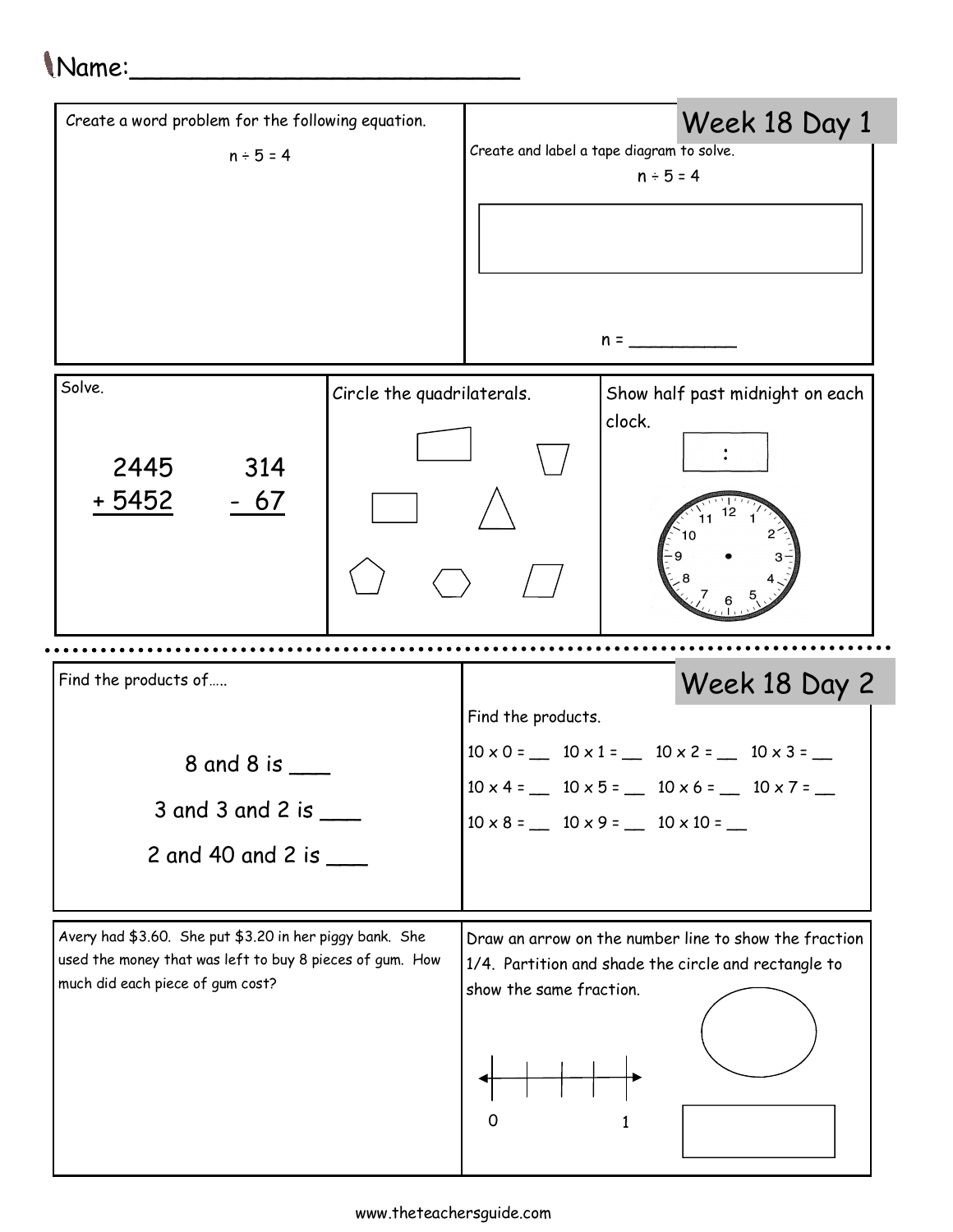Name:___________________________

## Week 18 Day 1

Create a word problem for the following equation.

$n \div 5 = 4$

Create and label a tape diagram to solve.

$n \div 5 = 4$

n = __________

Solve.

```
  2445      314
+ 5452     - 67
```

Circle the quadrilaterals.

Show half past midnight on each clock.

:

12 1 2 3 4 5 6 7 8 9 10 11

## Week 18 Day 2

Find the products of…..

8 and 8 is ___

3 and 3 and 2 is ___

2 and 40 and 2 is ___

Find the products.

10 x 0 = __   10 x 1 = __   10 x 2 = __   10 x 3 = __

10 x 4 = __   10 x 5 = __   10 x 6 = __   10 x 7 = __

10 x 8 = __   10 x 9 = __   10 x 10 = __

Avery had $3.60. She put $3.20 in her piggy bank. She used the money that was left to buy 8 pieces of gum. How much did each piece of gum cost?

Draw an arrow on the number line to show the fraction 1/4. Partition and shade the circle and rectangle to show the same fraction.

0   1

www.theteachersguide.com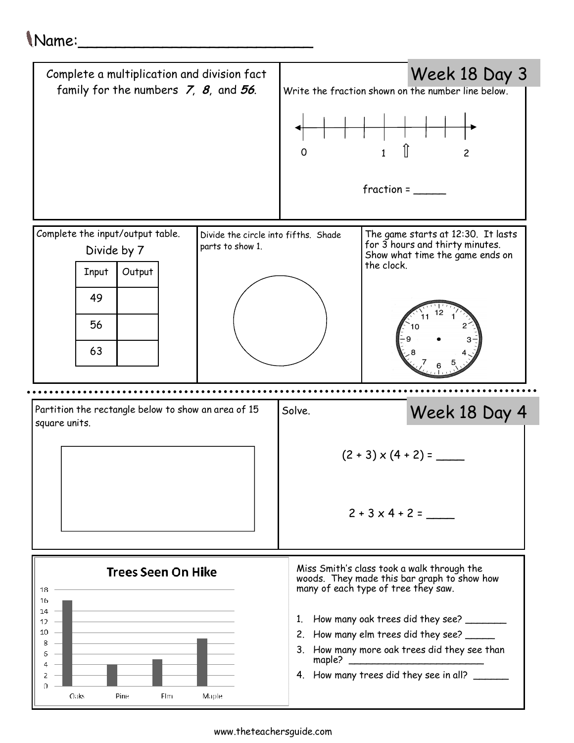Name:\_\_\_\_\_\_\_\_\_\_\_\_\_\_\_\_\_\_\_\_\_\_\_\_\_\_

## Week 18 Day 3

Complete a multiplication and division fact family for the numbers ***7***, ***8***, and ***56***.

Write the fraction shown on the number line below.

0 — 1 ⇧ — 2

fraction = \_\_\_\_\_

Complete the input/output table.

Divide by 7

| Input | Output |
|---|---|
| 49 | |
| 56 | |
| 63 | |

Divide the circle into fifths. Shade parts to show 1.

The game starts at 12:30. It lasts for 3 hours and thirty minutes. Show what time the game ends on the clock.

## Week 18 Day 4

Partition the rectangle below to show an area of 15 square units.

Solve.

$(2 + 3) \times (4 + 2) =$ \_\_\_\_

$2 + 3 \times 4 + 2 =$ \_\_\_\_

**Trees Seen On Hike**

Miss Smith's class took a walk through the woods. They made this bar graph to show how many of each type of tree they saw.

1. How many oak trees did they see? \_\_\_\_\_\_\_
2. How many elm trees did they see? \_\_\_\_\_
3. How many more oak trees did they see than maple? \_\_\_\_\_\_\_\_\_\_\_\_\_\_\_\_\_\_\_\_\_\_\_\_
4. How many trees did they see in all? \_\_\_\_\_\_

www.theteachersguide.com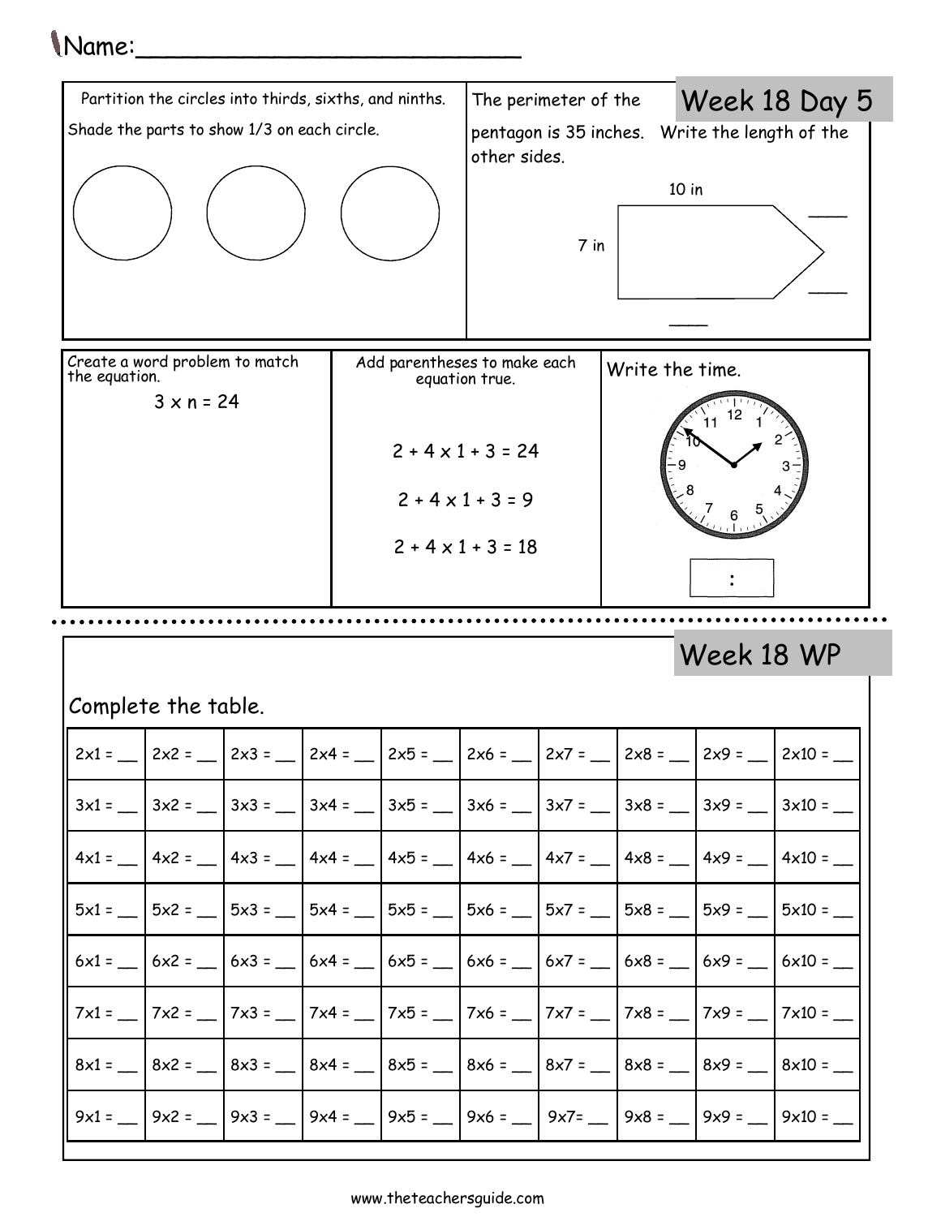Name:___________________________

## Week 18 Day 5

Partition the circles into thirds, sixths, and ninths.

Shade the parts to show 1/3 on each circle.

The perimeter of the pentagon is 35 inches. Write the length of the other sides.

10 in

7 in

____

____

____

Create a word problem to match the equation.

$3 \times n = 24$

Add parentheses to make each equation true.

$2 + 4 \times 1 + 3 = 24$

$2 + 4 \times 1 + 3 = 9$

$2 + 4 \times 1 + 3 = 18$

Write the time.

:

## Week 18 WP

Complete the table.

| | | | | | | | | | |
|---|---|---|---|---|---|---|---|---|---|
| 2x1 = __ | 2x2 = __ | 2x3 = __ | 2x4 = __ | 2x5 = __ | 2x6 = __ | 2x7 = __ | 2x8 = __ | 2x9 = __ | 2x10 = __ |
| 3x1 = __ | 3x2 = __ | 3x3 = __ | 3x4 = __ | 3x5 = __ | 3x6 = __ | 3x7 = __ | 3x8 = __ | 3x9 = __ | 3x10 = __ |
| 4x1 = __ | 4x2 = __ | 4x3 = __ | 4x4 = __ | 4x5 = __ | 4x6 = __ | 4x7 = __ | 4x8 = __ | 4x9 = __ | 4x10 = __ |
| 5x1 = __ | 5x2 = __ | 5x3 = __ | 5x4 = __ | 5x5 = __ | 5x6 = __ | 5x7 = __ | 5x8 = __ | 5x9 = __ | 5x10 = __ |
| 6x1 = __ | 6x2 = __ | 6x3 = __ | 6x4 = __ | 6x5 = __ | 6x6 = __ | 6x7 = __ | 6x8 = __ | 6x9 = __ | 6x10 = __ |
| 7x1 = __ | 7x2 = __ | 7x3 = __ | 7x4 = __ | 7x5 = __ | 7x6 = __ | 7x7 = __ | 7x8 = __ | 7x9 = __ | 7x10 = __ |
| 8x1 = __ | 8x2 = __ | 8x3 = __ | 8x4 = __ | 8x5 = __ | 8x6 = __ | 8x7 = __ | 8x8 = __ | 8x9 = __ | 8x10 = __ |
| 9x1 = __ | 9x2 = __ | 9x3 = __ | 9x4 = __ | 9x5 = __ | 9x6 = __ | 9x7= __ | 9x8 = __ | 9x9 = __ | 9x10 = __ |

www.theteachersguide.com